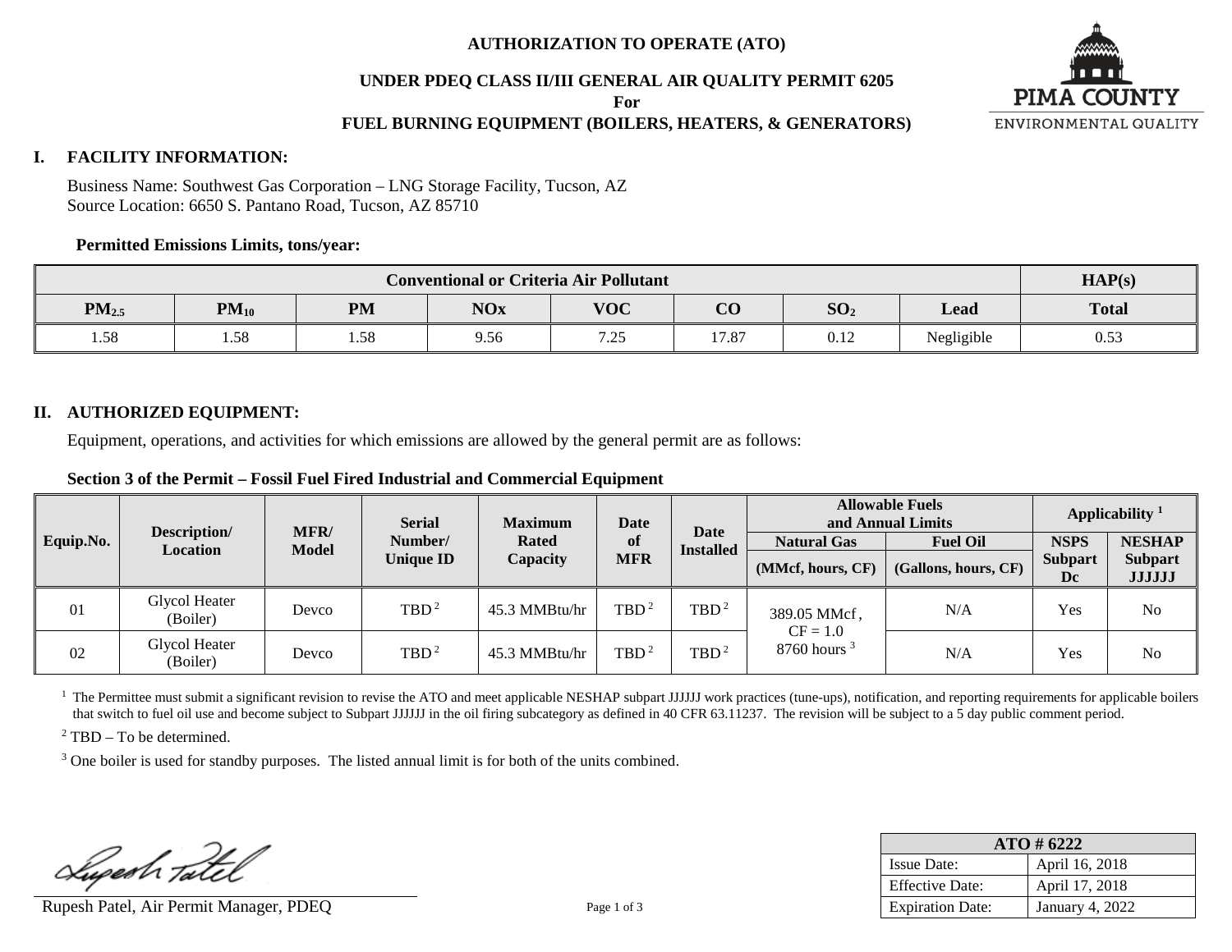**AUTHORIZATION TO OPERATE (ATO)**

**UNDER PDEQ CLASS II/III GENERAL AIR QUALITY PERMIT 6205**

**For**

**FUEL BURNING EQUIPMENT (BOILERS, HEATERS, & GENERATORS)**

PIMA COUNTY ENVIRONMENTAL QUALITY

## I. FACILITY INFORMATION:

Business Name: Southwest Gas Corporation – LNG Storage Facility, Tucson, AZ
Source Location: 6650 S. Pantano Road, Tucson, AZ 85710

**Permitted Emissions Limits, tons/year:**

| Conventional or Criteria Air Pollutant | | | | | | | | HAP(s) |
|---|---|---|---|---|---|---|---|---|
| $PM_{2.5}$ | $PM_{10}$ | PM | NOx | VOC | CO | $SO_2$ | Lead | Total |
| 1.58 | 1.58 | 1.58 | 9.56 | 7.25 | 17.87 | 0.12 | Negligible | 0.53 |

## II. AUTHORIZED EQUIPMENT:

Equipment, operations, and activities for which emissions are allowed by the general permit are as follows:

**Section 3 of the Permit – Fossil Fuel Fired Industrial and Commercial Equipment**

| Equip.No. | Description/ Location | MFR/ Model | Serial Number/ Unique ID | Maximum Rated Capacity | Date of MFR | Date Installed | Allowable Fuels and Annual Limits | | Applicability [1] | |
|---|---|---|---|---|---|---|---|---|---|---|
| | | | | | | | Natural Gas (MMcf, hours, CF) | Fuel Oil (Gallons, hours, CF) | NSPS Subpart Dc | NESHAP Subpart JJJJJJ |
| 01 | Glycol Heater (Boiler) | Devco | TBD [2] | 45.3 MMBtu/hr | TBD [2] | TBD [2] | 389.05 MMcf , CF = 1.0 8760 hours [3] | N/A | Yes | No |
| 02 | Glycol Heater (Boiler) | Devco | TBD [2] | 45.3 MMBtu/hr | TBD [2] | TBD [2] | | N/A | Yes | No |

[1] The Permittee must submit a significant revision to revise the ATO and meet applicable NESHAP subpart JJJJJJ work practices (tune-ups), notification, and reporting requirements for applicable boilers that switch to fuel oil use and become subject to Subpart JJJJJJ in the oil firing subcategory as defined in 40 CFR 63.11237. The revision will be subject to a 5 day public comment period.

[2] TBD – To be determined.

[3] One boiler is used for standby purposes. The listed annual limit is for both of the units combined.

Rupesh Patel, Air Permit Manager, PDEQ

| ATO # 6222 | |
|---|---|
| Issue Date: | April 16, 2018 |
| Effective Date: | April 17, 2018 |
| Expiration Date: | January 4, 2022 |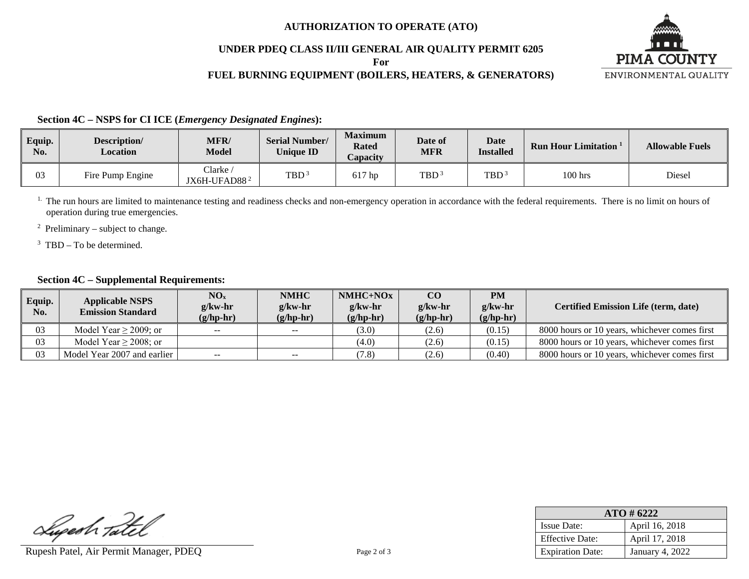**AUTHORIZATION TO OPERATE (ATO)**

**UNDER PDEQ CLASS II/III GENERAL AIR QUALITY PERMIT 6205**
**For**
**FUEL BURNING EQUIPMENT (BOILERS, HEATERS, & GENERATORS)**

PIMA COUNTY
ENVIRONMENTAL QUALITY

### Section 4C – NSPS for CI ICE (*Emergency Designated Engines*):

| Equip. No. | Description/ Location | MFR/ Model | Serial Number/ Unique ID | Maximum Rated Capacity | Date of MFR | Date Installed | Run Hour Limitation [1] | Allowable Fuels |
|---|---|---|---|---|---|---|---|---|
| 03 | Fire Pump Engine | Clarke / JX6H-UFAD88 [2] | TBD [3] | 617 hp | TBD [3] | TBD [3] | 100 hrs | Diesel |

[1] The run hours are limited to maintenance testing and readiness checks and non-emergency operation in accordance with the federal requirements. There is no limit on hours of operation during true emergencies.

[2] Preliminary – subject to change.

[3] TBD – To be determined.

### Section 4C – Supplemental Requirements:

| Equip. No. | Applicable NSPS Emission Standard | $NO_x$ g/kw-hr (g/hp-hr) | NMHC g/kw-hr (g/hp-hr) | NMHC+NOx g/kw-hr (g/hp-hr) | CO g/kw-hr (g/hp-hr) | PM g/kw-hr (g/hp-hr) | Certified Emission Life (term, date) |
|---|---|---|---|---|---|---|---|
| 03 | Model Year ≥ 2009; or | -- | -- | (3.0) | (2.6) | (0.15) | 8000 hours or 10 years, whichever comes first |
| 03 | Model Year ≥ 2008; or | | | (4.0) | (2.6) | (0.15) | 8000 hours or 10 years, whichever comes first |
| 03 | Model Year 2007 and earlier | -- | -- | (7.8) | (2.6) | (0.40) | 8000 hours or 10 years, whichever comes first |

Rupesh Patel, Air Permit Manager, PDEQ

| ATO # 6222 | |
|---|---|
| Issue Date: | April 16, 2018 |
| Effective Date: | April 17, 2018 |
| Expiration Date: | January 4, 2022 |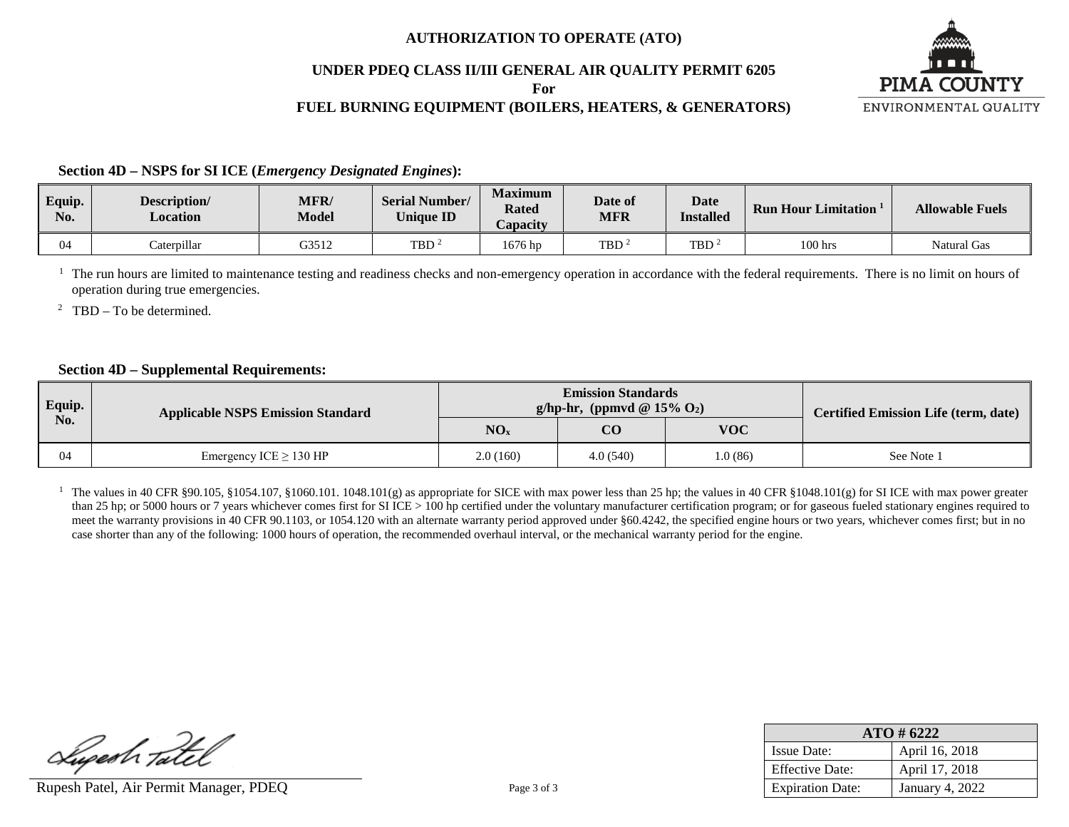**AUTHORIZATION TO OPERATE (ATO)**

**UNDER PDEQ CLASS II/III GENERAL AIR QUALITY PERMIT 6205**

**For**

**FUEL BURNING EQUIPMENT (BOILERS, HEATERS, & GENERATORS)**

PIMA COUNTY
ENVIRONMENTAL QUALITY

### Section 4D – NSPS for SI ICE (*Emergency Designated Engines*):

| Equip. No. | Description/ Location | MFR/ Model | Serial Number/ Unique ID | Maximum Rated Capacity | Date of MFR | Date Installed | Run Hour Limitation [1] | Allowable Fuels |
|---|---|---|---|---|---|---|---|---|
| 04 | Caterpillar | G3512 | TBD [2] | 1676 hp | TBD [2] | TBD [2] | 100 hrs | Natural Gas |

[1] The run hours are limited to maintenance testing and readiness checks and non-emergency operation in accordance with the federal requirements. There is no limit on hours of operation during true emergencies.

[2] TBD – To be determined.

### Section 4D – Supplemental Requirements:

| Equip. No. | Applicable NSPS Emission Standard | Emission Standards g/hp-hr, (ppmvd @ 15% $O_2$) | | | Certified Emission Life (term, date) |
|---|---|---|---|---|---|
| | | $NO_x$ | CO | VOC | |
| 04 | Emergency ICE ≥ 130 HP | 2.0 (160) | 4.0 (540) | 1.0 (86) | See Note 1 |

[1] The values in 40 CFR §90.105, §1054.107, §1060.101. 1048.101(g) as appropriate for SICE with max power less than 25 hp; the values in 40 CFR §1048.101(g) for SI ICE with max power greater than 25 hp; or 5000 hours or 7 years whichever comes first for SI ICE > 100 hp certified under the voluntary manufacturer certification program; or for gaseous fueled stationary engines required to meet the warranty provisions in 40 CFR 90.1103, or 1054.120 with an alternate warranty period approved under §60.4242, the specified engine hours or two years, whichever comes first; but in no case shorter than any of the following: 1000 hours of operation, the recommended overhaul interval, or the mechanical warranty period for the engine.

Rupesh Patel, Air Permit Manager, PDEQ

| ATO # 6222 | |
|---|---|
| Issue Date: | April 16, 2018 |
| Effective Date: | April 17, 2018 |
| Expiration Date: | January 4, 2022 |